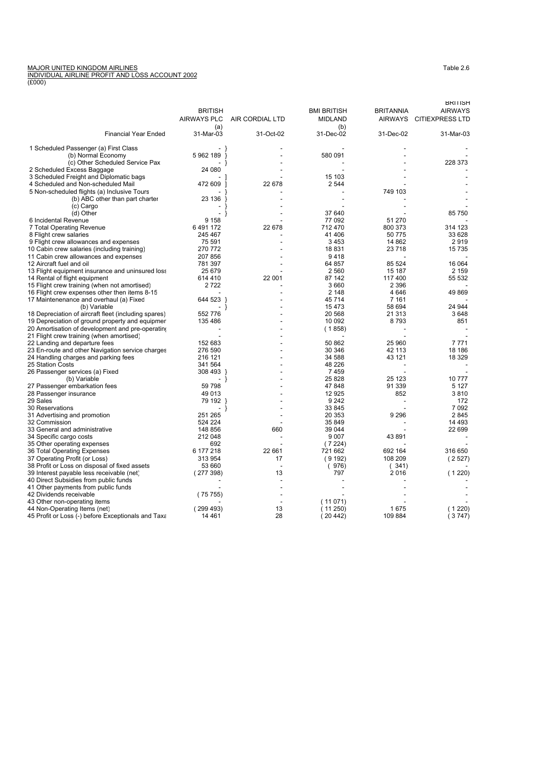MAJOR UNITED KINGDOM AIRLINES
INDIVIDUAL AIRLINE PROFIT AND LOSS ACCOUNT 2002
(£000)

Table 2.6

| | BRITISH AIRWAYS PLC (a) | AIR CORDIAL LTD | BMI BRITISH MIDLAND (b) | BRITANNIA AIRWAYS | BRITISH AIRWAYS CITIEXPRESS LTD |
|---|---|---|---|---|---|
| Financial Year Ended | 31-Mar-03 | 31-Oct-02 | 31-Dec-02 | 31-Dec-02 | 31-Mar-03 |
| 1 Scheduled Passenger (a) First Class | - } | - | - | - | - |
| (b) Normal Economy | 5 962 189 } | - | 580 091 | - | - |
| (c) Other Scheduled Service Pax | - } | - | - | - | 228 373 |
| 2 Scheduled Excess Baggage | 24 080 | - | - | - | - |
| 3 Scheduled Freight and Diplomatic bags | - ] | - | 15 103 | - | - |
| 4 Scheduled and Non-scheduled Mail | 472 609 ] | 22 678 | 2 544 | - | - |
| 5 Non-scheduled flights (a) Inclusive Tours | - } | - | - | 749 103 | - |
| (b) ABC other than part charter | 23 136 } | - | - | - | - |
| (c) Cargo | - } | - | - | - | - |
| (d) Other | - } | - | 37 640 | - | 85 750 |
| 6 Incidental Revenue | 9 158 | - | 77 092 | 51 270 | - |
| 7 Total Operating Revenue | 6 491 172 | 22 678 | 712 470 | 800 373 | 314 123 |
| 8 Flight crew salaries | 245 467 | - | 41 406 | 50 775 | 33 628 |
| 9 Flight crew allowances and expenses | 75 591 | - | 3 453 | 14 862 | 2 919 |
| 10 Cabin crew salaries (including training) | 270 772 | - | 18 831 | 23 718 | 15 735 |
| 11 Cabin crew allowances and expenses | 207 856 | - | 9 418 | - | - |
| 12 Aircraft fuel and oil | 781 397 | - | 64 857 | 85 524 | 16 064 |
| 13 Flight equipment insurance and uninsured loss | 25 679 | - | 2 560 | 15 187 | 2 159 |
| 14 Rental of flight equipment | 614 410 | 22 001 | 87 142 | 117 400 | 55 532 |
| 15 Flight crew training (when not amortised) | 2 722 | - | 3 660 | 2 396 | - |
| 16 Flight crew expenses other then items 8-15 | - | - | 2 148 | 4 646 | 49 869 |
| 17 Maintenenance and overhaul (a) Fixed | 644 523 } | - | 45 714 | 7 161 | - |
| (b) Variable | - } | - | 15 473 | 58 694 | 24 944 |
| 18 Depreciation of aircraft fleet (including spares) | 552 776 | - | 20 568 | 21 313 | 3 648 |
| 19 Depreciation of ground property and equipmer | 135 486 | - | 10 092 | 8 793 | 851 |
| 20 Amortisation of development and pre-operating | - | - | ( 1 858) | - | - |
| 21 Flight crew training (when amortised) | - | - | - | - | - |
| 22 Landing and departure fees | 152 683 | - | 50 862 | 25 960 | 7 771 |
| 23 En-route and other Navigation service charges | 276 590 | - | 30 346 | 42 113 | 18 186 |
| 24 Handling charges and parking fees | 216 121 | - | 34 588 | 43 121 | 18 329 |
| 25 Station Costs | 341 564 | - | 48 226 | - | - |
| 26 Passenger services (a) Fixed | 308 493 } | - | 7 459 | - | - |
| (b) Variable | - } | - | 25 828 | 25 123 | 10 777 |
| 27 Passenger embarkation fees | 59 798 | - | 47 848 | 91 339 | 5 127 |
| 28 Passenger insurance | 49 013 | - | 12 925 | 852 | 3 810 |
| 29 Sales | 79 192 } | - | 9 242 | - | 172 |
| 30 Reservations | - } | - | 33 845 | - | 7 092 |
| 31 Advertising and promotion | 251 265 | - | 20 353 | 9 296 | 2 845 |
| 32 Commission | 524 224 | - | 35 849 | - | 14 493 |
| 33 General and administrative | 148 856 | 660 | 39 044 | - | 22 699 |
| 34 Specific cargo costs | 212 048 | - | 9 007 | 43 891 | - |
| 35 Other operating expenses | 692 | - | ( 7 224) | - | - |
| 36 Total Operating Expenses | 6 177 218 | 22 661 | 721 662 | 692 164 | 316 650 |
| 37 Operating Profit (or Loss) | 313 954 | 17 | ( 9 192) | 108 209 | ( 2 527) |
| 38 Profit or Loss on disposal of fixed assets | 53 660 | - | ( 976) | ( 341) | - |
| 39 Interest payable less receivable (net) | ( 277 398) | 13 | 797 | 2 016 | ( 1 220) |
| 40 Direct Subsidies from public funds | - | - | - | - | - |
| 41 Other payments from public funds | - | - | - | - | - |
| 42 Dividends receivable | ( 75 755) | - | - | - | - |
| 43 Other non-operating items | - | - | ( 11 071) | - | - |
| 44 Non-Operating Items (net) | ( 299 493) | 13 | ( 11 250) | 1 675 | ( 1 220) |
| 45 Profit or Loss (-) before Exceptionals and Taxa | 14 461 | 28 | ( 20 442) | 109 884 | ( 3 747) |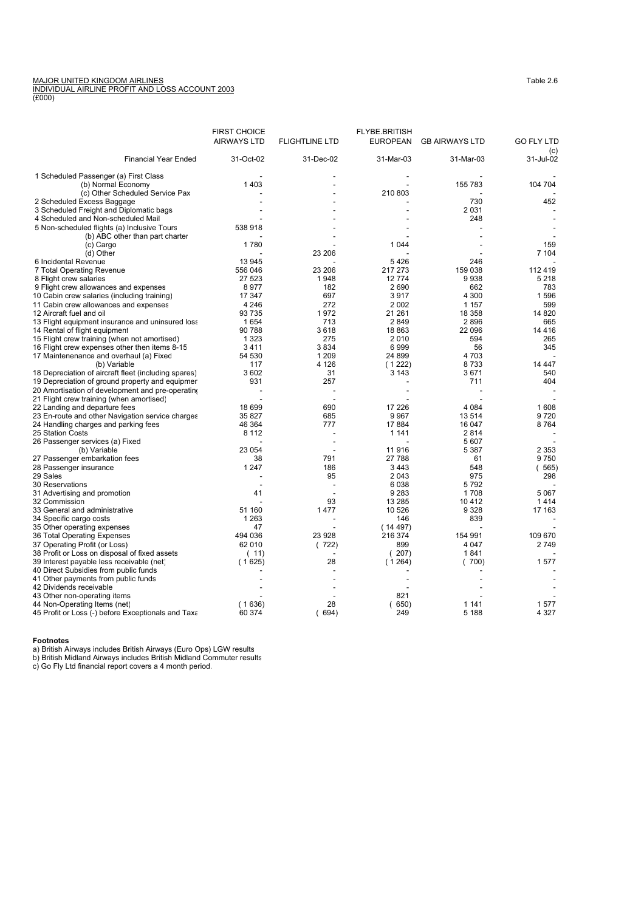MAJOR UNITED KINGDOM AIRLINES
INDIVIDUAL AIRLINE PROFIT AND LOSS ACCOUNT 2003
(£000)

Table 2.6

| | FIRST CHOICE AIRWAYS LTD | FLIGHTLINE LTD | FLYBE.BRITISH EUROPEAN | GB AIRWAYS LTD | GO FLY LTD (c) |
|---|---|---|---|---|---|
| Financial Year Ended | 31-Oct-02 | 31-Dec-02 | 31-Mar-03 | 31-Mar-03 | 31-Jul-02 |
| 1 Scheduled Passenger (a) First Class | - | - | - | - | - |
| (b) Normal Economy | 1 403 | - | - | 155 783 | 104 704 |
| (c) Other Scheduled Service Pax | - | - | 210 803 | - | - |
| 2 Scheduled Excess Baggage | - | - | - | 730 | 452 |
| 3 Scheduled Freight and Diplomatic bags | - | - | - | 2 031 | - |
| 4 Scheduled and Non-scheduled Mail | - | - | - | 248 | - |
| 5 Non-scheduled flights (a) Inclusive Tours | 538 918 | - | - | - | - |
| (b) ABC other than part charter | - | - | - | - | - |
| (c) Cargo | 1 780 | - | 1 044 | - | 159 |
| (d) Other | - | 23 206 | - | - | 7 104 |
| 6 Incidental Revenue | 13 945 | - | 5 426 | 246 | - |
| 7 Total Operating Revenue | 556 046 | 23 206 | 217 273 | 159 038 | 112 419 |
| 8 Flight crew salaries | 27 523 | 1 948 | 12 774 | 9 938 | 5 218 |
| 9 Flight crew allowances and expenses | 8 977 | 182 | 2 690 | 662 | 783 |
| 10 Cabin crew salaries (including training) | 17 347 | 697 | 3 917 | 4 300 | 1 596 |
| 11 Cabin crew allowances and expenses | 4 246 | 272 | 2 002 | 1 157 | 599 |
| 12 Aircraft fuel and oil | 93 735 | 1 972 | 21 261 | 18 358 | 14 820 |
| 13 Flight equipment insurance and uninsured loss | 1 654 | 713 | 2 849 | 2 896 | 665 |
| 14 Rental of flight equipment | 90 788 | 3 618 | 18 863 | 22 096 | 14 416 |
| 15 Flight crew training (when not amortised) | 1 323 | 275 | 2 010 | 594 | 265 |
| 16 Flight crew expenses other then items 8-15 | 3 411 | 3 834 | 6 999 | 56 | 345 |
| 17 Maintenenance and overhaul (a) Fixed | 54 530 | 1 209 | 24 899 | 4 703 | - |
| (b) Variable | 117 | 4 126 | ( 1 222) | 8 733 | 14 447 |
| 18 Depreciation of aircraft fleet (including spares) | 3 602 | 31 | 3 143 | 3 671 | 540 |
| 19 Depreciation of ground property and equipmen | 931 | 257 | - | 711 | 404 |
| 20 Amortisation of development and pre-operating | - | - | - | - | - |
| 21 Flight crew training (when amortised) | - | - | - | - | - |
| 22 Landing and departure fees | 18 699 | 690 | 17 226 | 4 084 | 1 608 |
| 23 En-route and other Navigation service charges | 35 827 | 685 | 9 967 | 13 514 | 9 720 |
| 24 Handling charges and parking fees | 46 364 | 777 | 17 884 | 16 047 | 8 764 |
| 25 Station Costs | 8 112 | - | 1 141 | 2 814 | - |
| 26 Passenger services (a) Fixed | - | - | - | 5 607 | - |
| (b) Variable | 23 054 | - | 11 916 | 5 387 | 2 353 |
| 27 Passenger embarkation fees | 38 | 791 | 27 788 | 61 | 9 750 |
| 28 Passenger insurance | 1 247 | 186 | 3 443 | 548 | ( 565) |
| 29 Sales | - | 95 | 2 043 | 975 | 298 |
| 30 Reservations | - | - | 6 038 | 5 792 | - |
| 31 Advertising and promotion | 41 | - | 9 283 | 1 708 | 5 067 |
| 32 Commission | - | 93 | 13 285 | 10 412 | 1 414 |
| 33 General and administrative | 51 160 | 1 477 | 10 526 | 9 328 | 17 163 |
| 34 Specific cargo costs | 1 263 | - | 146 | 839 | - |
| 35 Other operating expenses | 47 | - | ( 14 497) | - | - |
| 36 Total Operating Expenses | 494 036 | 23 928 | 216 374 | 154 991 | 109 670 |
| 37 Operating Profit (or Loss) | 62 010 | ( 722) | 899 | 4 047 | 2 749 |
| 38 Profit or Loss on disposal of fixed assets | ( 11) | - | ( 207) | 1 841 | - |
| 39 Interest payable less receivable (net) | ( 1 625) | 28 | ( 1 264) | ( 700) | 1 577 |
| 40 Direct Subsidies from public funds | - | - | - | - | - |
| 41 Other payments from public funds | - | - | - | - | - |
| 42 Dividends receivable | - | - | - | - | - |
| 43 Other non-operating items | - | - | 821 | - | - |
| 44 Non-Operating Items (net) | ( 1 636) | 28 | ( 650) | 1 141 | 1 577 |
| 45 Profit or Loss (-) before Exceptionals and Taxa | 60 374 | ( 694) | 249 | 5 188 | 4 327 |

**Footnotes**

a) British Airways includes British Airways (Euro Ops) LGW results
b) British Midland Airways includes British Midland Commuter results
c) Go Fly Ltd financial report covers a 4 month period.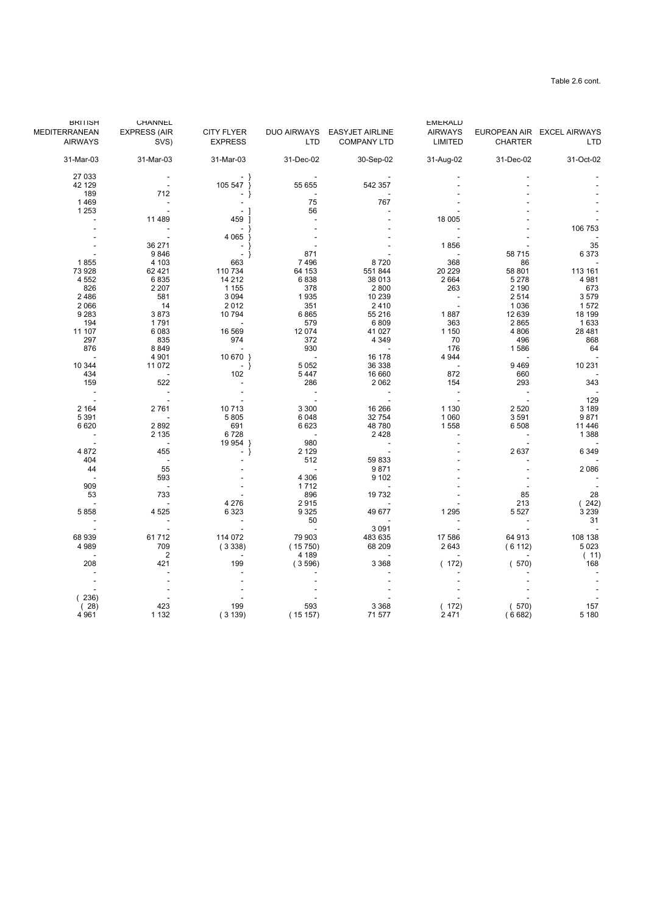Table 2.6 cont.

| BRITISH MEDITERRANEAN AIRWAYS | CHANNEL EXPRESS (AIR SVS) | CITY FLYER EXPRESS | | DUO AIRWAYS LTD | EASYJET AIRLINE COMPANY LTD | EMERALD AIRWAYS LIMITED | EUROPEAN AIR CHARTER | EXCEL AIRWAYS LTD |
|---|---|---|---|---|---|---|---|---|
| 31-Mar-03 | 31-Mar-03 | 31-Mar-03 | | 31-Dec-02 | 30-Sep-02 | 31-Aug-02 | 31-Dec-02 | 31-Oct-02 |
| 27 033 | - | - | } | - | - | - | - | - |
| 42 129 | - | 105 547 | } | 55 655 | 542 357 | - | - | - |
| 189 | 712 | - | } | - | - | - | - | - |
| 1 469 | - | - | | 75 | 767 | - | - | - |
| 1 253 | - | - | ] | 56 | - | - | - | - |
| - | 11 489 | 459 | ] | - | - | 18 005 | - | - |
| - | - | - | } | - | - | - | - | 106 753 |
| - | - | 4 065 | } | - | - | - | - | - |
| - | 36 271 | - | } | - | - | 1 856 | - | 35 |
| - | 9 846 | - | } | 871 | - | - | 58 715 | 6 373 |
| 1 855 | 4 103 | 663 | | 7 496 | 8 720 | 368 | 86 | - |
| 73 928 | 62 421 | 110 734 | | 64 153 | 551 844 | 20 229 | 58 801 | 113 161 |
| 4 552 | 6 835 | 14 212 | | 6 838 | 38 013 | 2 664 | 5 278 | 4 981 |
| 826 | 2 207 | 1 155 | | 378 | 2 800 | 263 | 2 190 | 673 |
| 2 486 | 581 | 3 094 | | 1 935 | 10 239 | - | 2 514 | 3 579 |
| 2 066 | 14 | 2 012 | | 351 | 2 410 | - | 1 036 | 1 572 |
| 9 283 | 3 873 | 10 794 | | 6 865 | 55 216 | 1 887 | 12 639 | 18 199 |
| 194 | 1 791 | - | | 579 | 6 809 | 363 | 2 865 | 1 633 |
| 11 107 | 6 083 | 16 569 | | 12 074 | 41 027 | 1 150 | 4 806 | 28 481 |
| 297 | 835 | 974 | | 372 | 4 349 | 70 | 496 | 868 |
| 876 | 8 849 | - | | 930 | - | 176 | 1 586 | 64 |
| - | 4 901 | 10 670 | } | - | 16 178 | 4 944 | - | - |
| 10 344 | 11 072 | - | } | 5 052 | 36 338 | - | 9 469 | 10 231 |
| 434 | - | 102 | | 5 447 | 16 660 | 872 | 660 | - |
| 159 | 522 | - | | 286 | 2 062 | 154 | 293 | 343 |
| - | - | - | | - | - | - | - | - |
| - | - | - | | - | - | - | - | 129 |
| 2 164 | 2 761 | 10 713 | | 3 300 | 16 266 | 1 130 | 2 520 | 3 189 |
| 5 391 | - | 5 805 | | 6 048 | 32 754 | 1 060 | 3 591 | 9 871 |
| 6 620 | 2 892 | 691 | | 6 623 | 48 780 | 1 558 | 6 508 | 11 446 |
| - | 2 135 | 6 728 | | - | 2 428 | - | - | 1 388 |
| - | - | 19 954 | } | 980 | - | - | - | - |
| 4 872 | 455 | - | } | 2 129 | - | - | 2 637 | 6 349 |
| 404 | - | - | | 512 | 59 833 | - | - | - |
| 44 | 55 | - | | - | 9 871 | - | - | 2 086 |
| - | 593 | - | | 4 306 | 9 102 | - | - | - |
| 909 | - | - | | 1 712 | - | - | - | - |
| 53 | 733 | - | | 896 | 19 732 | - | 85 | 28 |
| - | - | 4 276 | | 2 915 | - | - | 213 | ( 242) |
| 5 858 | 4 525 | 6 323 | | 9 325 | 49 677 | 1 295 | 5 527 | 3 239 |
| - | - | - | | 50 | - | - | - | 31 |
| - | - | - | | - | 3 091 | - | - | - |
| 68 939 | 61 712 | 114 072 | | 79 903 | 483 635 | 17 586 | 64 913 | 108 138 |
| 4 989 | 709 | ( 3 338) | | ( 15 750) | 68 209 | 2 643 | ( 6 112) | 5 023 |
| - | 2 | - | | 4 189 | - | - | - | ( 11) |
| 208 | 421 | 199 | | ( 3 596) | 3 368 | ( 172) | ( 570) | 168 |
| - | - | - | | - | - | - | - | - |
| - | - | - | | - | - | - | - | - |
| - | - | - | | - | - | - | - | - |
| ( 236) | - | - | | - | - | - | - | - |
| ( 28) | 423 | 199 | | 593 | 3 368 | ( 172) | ( 570) | 157 |
| 4 961 | 1 132 | ( 3 139) | | ( 15 157) | 71 577 | 2 471 | ( 6 682) | 5 180 |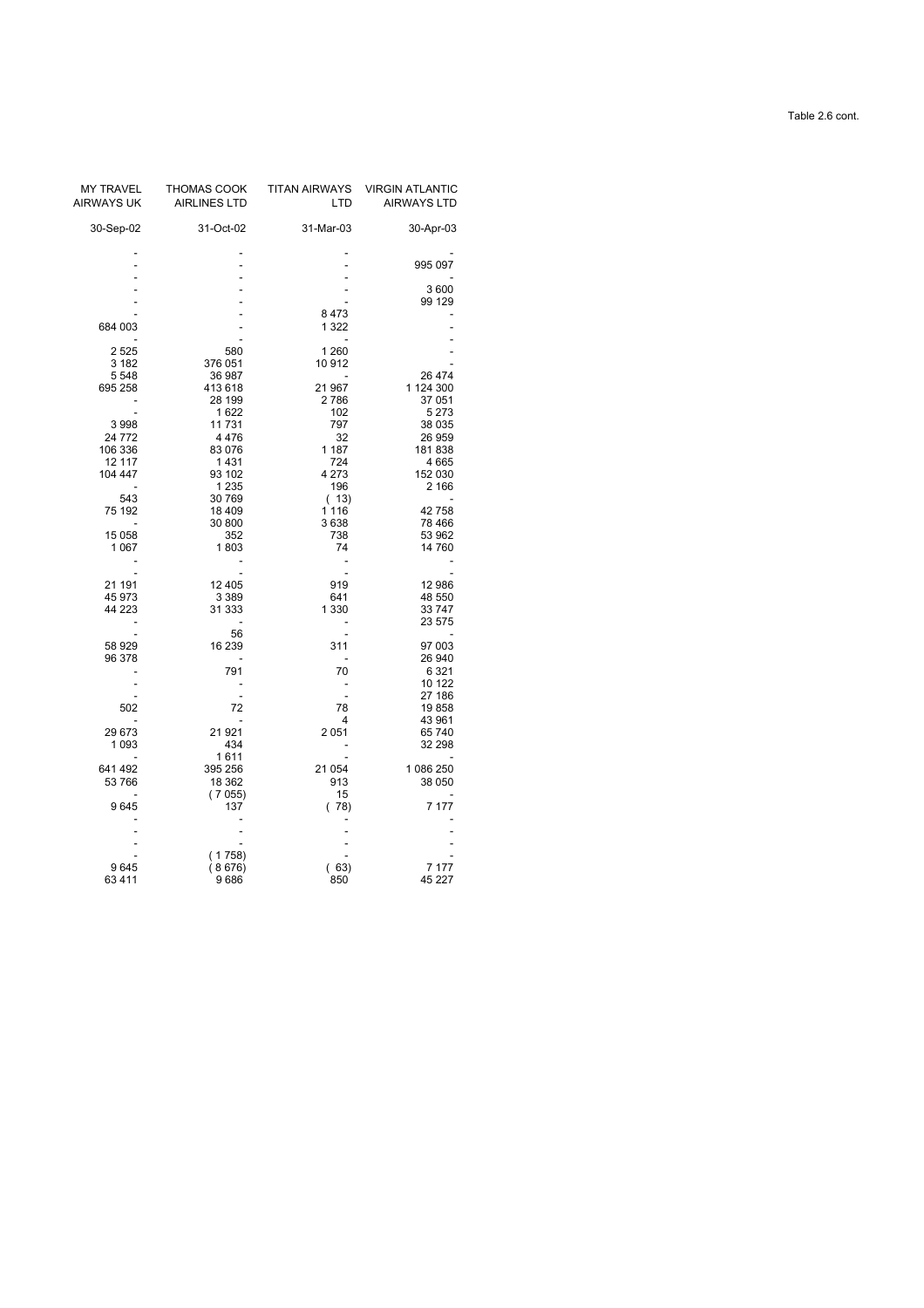Table 2.6 cont.

| MY TRAVEL AIRWAYS UK | THOMAS COOK AIRLINES LTD | TITAN AIRWAYS LTD | VIRGIN ATLANTIC AIRWAYS LTD |
|---|---|---|---|
| 30-Sep-02 | 31-Oct-02 | 31-Mar-03 | 30-Apr-03 |
| - | - | - | - |
| - | - | - | 995 097 |
| - | - | - | - |
| - | - | - | 3 600 |
| - | - | - | 99 129 |
| - | - | 8 473 | - |
| 684 003 | - | 1 322 | - |
| - | - | - | - |
| 2 525 | 580 | 1 260 | - |
| 3 182 | 376 051 | 10 912 | - |
| 5 548 | 36 987 | - | 26 474 |
| 695 258 | 413 618 | 21 967 | 1 124 300 |
| - | 28 199 | 2 786 | 37 051 |
| - | 1 622 | 102 | 5 273 |
| 3 998 | 11 731 | 797 | 38 035 |
| 24 772 | 4 476 | 32 | 26 959 |
| 106 336 | 83 076 | 1 187 | 181 838 |
| 12 117 | 1 431 | 724 | 4 665 |
| 104 447 | 93 102 | 4 273 | 152 030 |
| - | 1 235 | 196 | 2 166 |
| 543 | 30 769 | ( 13) | - |
| 75 192 | 18 409 | 1 116 | 42 758 |
| - | 30 800 | 3 638 | 78 466 |
| 15 058 | 352 | 738 | 53 962 |
| 1 067 | 1 803 | 74 | 14 760 |
| - | - | - | - |
| - | - | - | - |
| 21 191 | 12 405 | 919 | 12 986 |
| 45 973 | 3 389 | 641 | 48 550 |
| 44 223 | 31 333 | 1 330 | 33 747 |
| - | - | - | 23 575 |
| - | 56 | - | - |
| 58 929 | 16 239 | 311 | 97 003 |
| 96 378 | - | - | 26 940 |
| - | 791 | 70 | 6 321 |
| - | - | - | 10 122 |
| - | - | - | 27 186 |
| 502 | 72 | 78 | 19 858 |
| - | - | 4 | 43 961 |
| 29 673 | 21 921 | 2 051 | 65 740 |
| 1 093 | 434 | - | 32 298 |
| - | 1 611 | - | - |
| 641 492 | 395 256 | 21 054 | 1 086 250 |
| 53 766 | 18 362 | 913 | 38 050 |
| - | ( 7 055) | 15 | - |
| 9 645 | 137 | ( 78) | 7 177 |
| - | - | - | - |
| - | - | - | - |
| - | - | - | - |
| - | ( 1 758) | - | - |
| 9 645 | ( 8 676) | ( 63) | 7 177 |
| 63 411 | 9 686 | 850 | 45 227 |